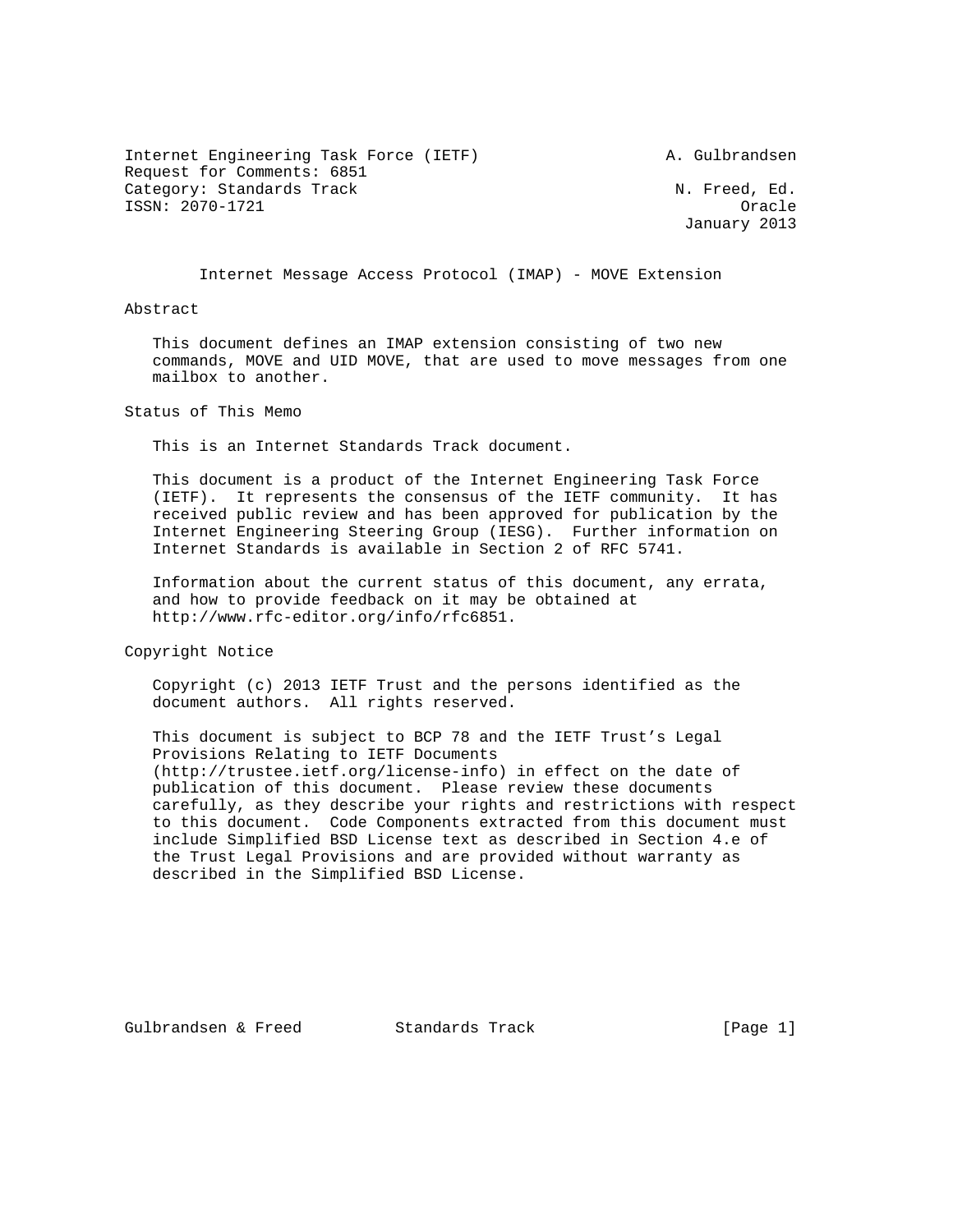Internet Engineering Task Force (IETF) A. Gulbrandsen
Request for Comments: 6851
Category: Standards Track N. Freed, Ed.
ISSN: 2070-1721 Oracle
January 2013

# Internet Message Access Protocol (IMAP) - MOVE Extension

## Abstract

This document defines an IMAP extension consisting of two new commands, MOVE and UID MOVE, that are used to move messages from one mailbox to another.

## Status of This Memo

This is an Internet Standards Track document.

This document is a product of the Internet Engineering Task Force (IETF). It represents the consensus of the IETF community. It has received public review and has been approved for publication by the Internet Engineering Steering Group (IESG). Further information on Internet Standards is available in Section 2 of RFC 5741.

Information about the current status of this document, any errata, and how to provide feedback on it may be obtained at http://www.rfc-editor.org/info/rfc6851.

## Copyright Notice

Copyright (c) 2013 IETF Trust and the persons identified as the document authors. All rights reserved.

This document is subject to BCP 78 and the IETF Trust's Legal Provisions Relating to IETF Documents (http://trustee.ietf.org/license-info) in effect on the date of publication of this document. Please review these documents carefully, as they describe your rights and restrictions with respect to this document. Code Components extracted from this document must include Simplified BSD License text as described in Section 4.e of the Trust Legal Provisions and are provided without warranty as described in the Simplified BSD License.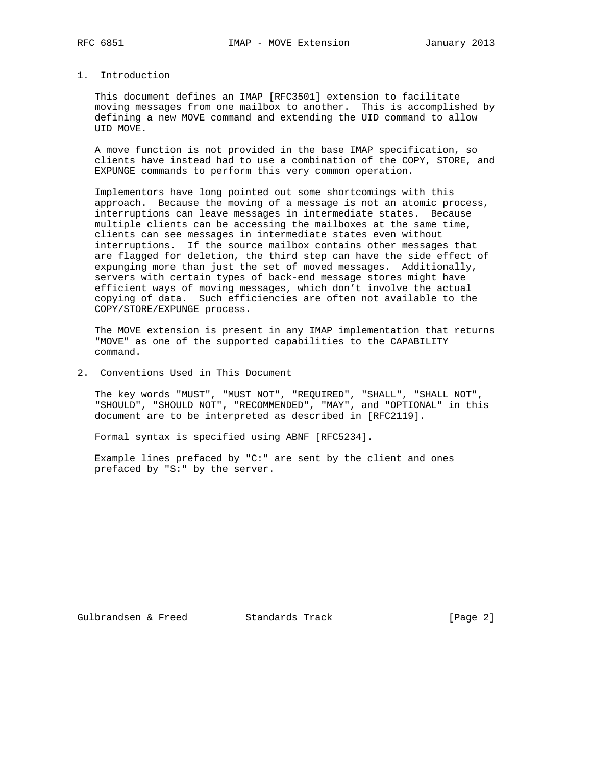## 1. Introduction

This document defines an IMAP [RFC3501] extension to facilitate moving messages from one mailbox to another. This is accomplished by defining a new MOVE command and extending the UID command to allow UID MOVE.

A move function is not provided in the base IMAP specification, so clients have instead had to use a combination of the COPY, STORE, and EXPUNGE commands to perform this very common operation.

Implementors have long pointed out some shortcomings with this approach. Because the moving of a message is not an atomic process, interruptions can leave messages in intermediate states. Because multiple clients can be accessing the mailboxes at the same time, clients can see messages in intermediate states even without interruptions. If the source mailbox contains other messages that are flagged for deletion, the third step can have the side effect of expunging more than just the set of moved messages. Additionally, servers with certain types of back-end message stores might have efficient ways of moving messages, which don't involve the actual copying of data. Such efficiencies are often not available to the COPY/STORE/EXPUNGE process.

The MOVE extension is present in any IMAP implementation that returns "MOVE" as one of the supported capabilities to the CAPABILITY command.

## 2. Conventions Used in This Document

The key words "MUST", "MUST NOT", "REQUIRED", "SHALL", "SHALL NOT", "SHOULD", "SHOULD NOT", "RECOMMENDED", "MAY", and "OPTIONAL" in this document are to be interpreted as described in [RFC2119].

Formal syntax is specified using ABNF [RFC5234].

Example lines prefaced by "C:" are sent by the client and ones prefaced by "S:" by the server.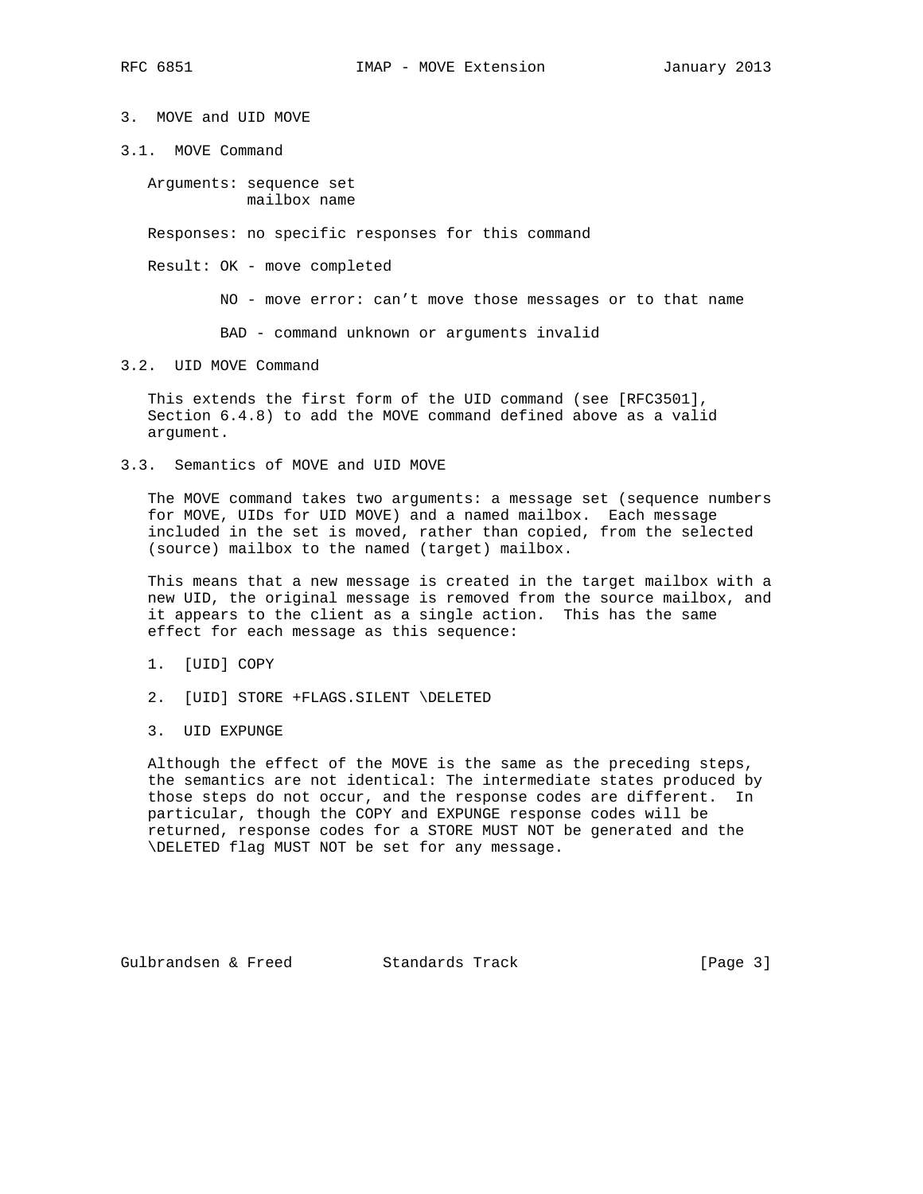## 3. MOVE and UID MOVE

### 3.1. MOVE Command

Arguments: sequence set
mailbox name

Responses: no specific responses for this command

Result: OK - move completed

NO - move error: can't move those messages or to that name

BAD - command unknown or arguments invalid

### 3.2. UID MOVE Command

This extends the first form of the UID command (see [RFC3501], Section 6.4.8) to add the MOVE command defined above as a valid argument.

### 3.3. Semantics of MOVE and UID MOVE

The MOVE command takes two arguments: a message set (sequence numbers for MOVE, UIDs for UID MOVE) and a named mailbox. Each message included in the set is moved, rather than copied, from the selected (source) mailbox to the named (target) mailbox.

This means that a new message is created in the target mailbox with a new UID, the original message is removed from the source mailbox, and it appears to the client as a single action. This has the same effect for each message as this sequence:

1. [UID] COPY

2. [UID] STORE +FLAGS.SILENT \DELETED

3. UID EXPUNGE

Although the effect of the MOVE is the same as the preceding steps, the semantics are not identical: The intermediate states produced by those steps do not occur, and the response codes are different. In particular, though the COPY and EXPUNGE response codes will be returned, response codes for a STORE MUST NOT be generated and the \DELETED flag MUST NOT be set for any message.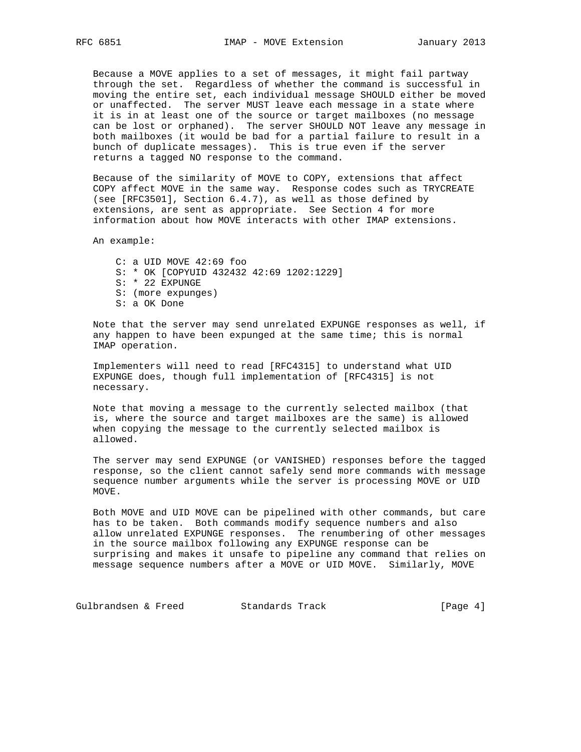Because a MOVE applies to a set of messages, it might fail partway through the set. Regardless of whether the command is successful in moving the entire set, each individual message SHOULD either be moved or unaffected. The server MUST leave each message in a state where it is in at least one of the source or target mailboxes (no message can be lost or orphaned). The server SHOULD NOT leave any message in both mailboxes (it would be bad for a partial failure to result in a bunch of duplicate messages). This is true even if the server returns a tagged NO response to the command.

Because of the similarity of MOVE to COPY, extensions that affect COPY affect MOVE in the same way. Response codes such as TRYCREATE (see [RFC3501], Section 6.4.7), as well as those defined by extensions, are sent as appropriate. See Section 4 for more information about how MOVE interacts with other IMAP extensions.

An example:

```
C: a UID MOVE 42:69 foo
S: * OK [COPYUID 432432 42:69 1202:1229]
S: * 22 EXPUNGE
S: (more expunges)
S: a OK Done
```

Note that the server may send unrelated EXPUNGE responses as well, if any happen to have been expunged at the same time; this is normal IMAP operation.

Implementers will need to read [RFC4315] to understand what UID EXPUNGE does, though full implementation of [RFC4315] is not necessary.

Note that moving a message to the currently selected mailbox (that is, where the source and target mailboxes are the same) is allowed when copying the message to the currently selected mailbox is allowed.

The server may send EXPUNGE (or VANISHED) responses before the tagged response, so the client cannot safely send more commands with message sequence number arguments while the server is processing MOVE or UID MOVE.

Both MOVE and UID MOVE can be pipelined with other commands, but care has to be taken. Both commands modify sequence numbers and also allow unrelated EXPUNGE responses. The renumbering of other messages in the source mailbox following any EXPUNGE response can be surprising and makes it unsafe to pipeline any command that relies on message sequence numbers after a MOVE or UID MOVE. Similarly, MOVE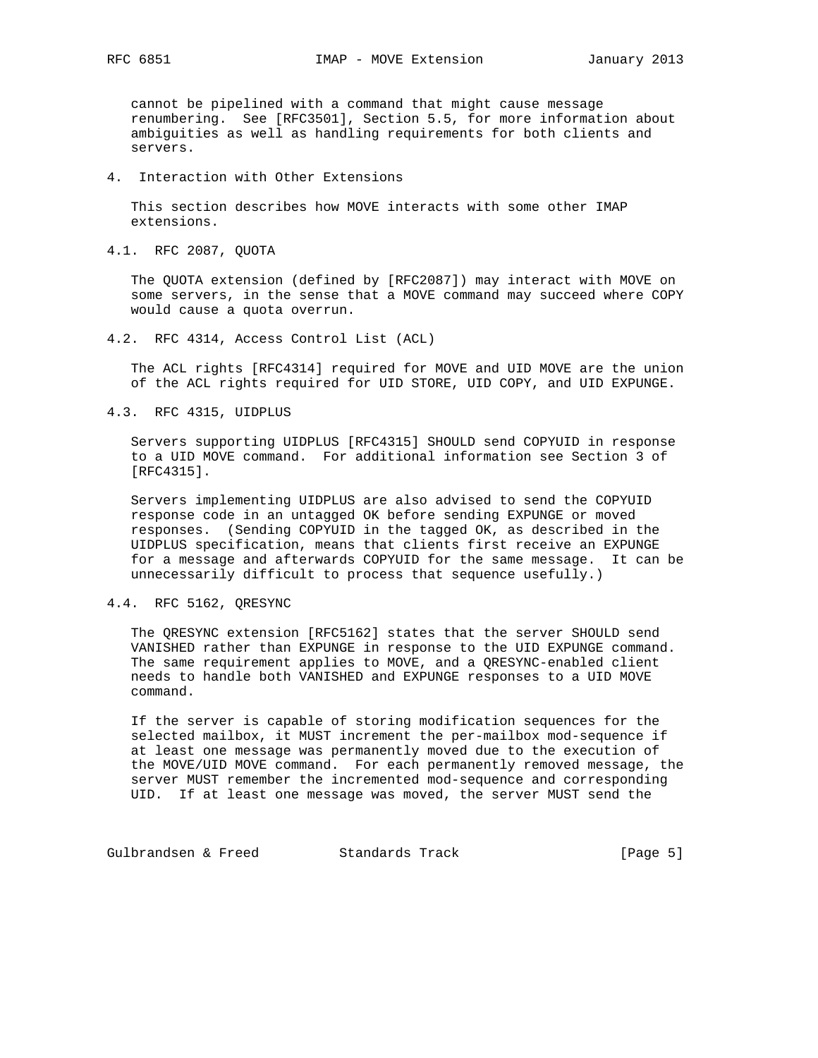cannot be pipelined with a command that might cause message renumbering. See [RFC3501], Section 5.5, for more information about ambiguities as well as handling requirements for both clients and servers.

## 4. Interaction with Other Extensions

This section describes how MOVE interacts with some other IMAP extensions.

### 4.1. RFC 2087, QUOTA

The QUOTA extension (defined by [RFC2087]) may interact with MOVE on some servers, in the sense that a MOVE command may succeed where COPY would cause a quota overrun.

### 4.2. RFC 4314, Access Control List (ACL)

The ACL rights [RFC4314] required for MOVE and UID MOVE are the union of the ACL rights required for UID STORE, UID COPY, and UID EXPUNGE.

### 4.3. RFC 4315, UIDPLUS

Servers supporting UIDPLUS [RFC4315] SHOULD send COPYUID in response to a UID MOVE command. For additional information see Section 3 of [RFC4315].

Servers implementing UIDPLUS are also advised to send the COPYUID response code in an untagged OK before sending EXPUNGE or moved responses. (Sending COPYUID in the tagged OK, as described in the UIDPLUS specification, means that clients first receive an EXPUNGE for a message and afterwards COPYUID for the same message. It can be unnecessarily difficult to process that sequence usefully.)

### 4.4. RFC 5162, QRESYNC

The QRESYNC extension [RFC5162] states that the server SHOULD send VANISHED rather than EXPUNGE in response to the UID EXPUNGE command. The same requirement applies to MOVE, and a QRESYNC-enabled client needs to handle both VANISHED and EXPUNGE responses to a UID MOVE command.

If the server is capable of storing modification sequences for the selected mailbox, it MUST increment the per-mailbox mod-sequence if at least one message was permanently moved due to the execution of the MOVE/UID MOVE command. For each permanently removed message, the server MUST remember the incremented mod-sequence and corresponding UID. If at least one message was moved, the server MUST send the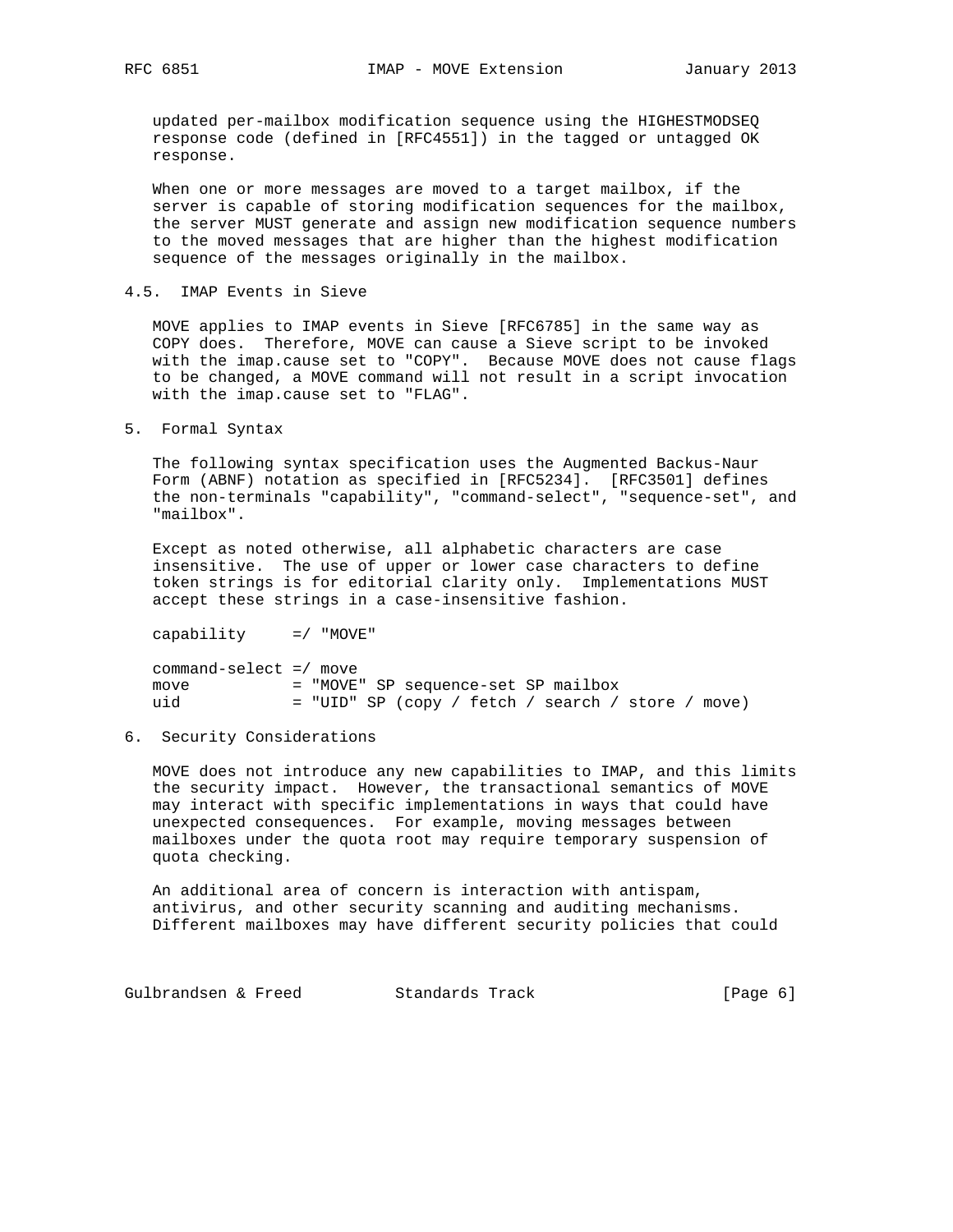updated per-mailbox modification sequence using the HIGHESTMODSEQ response code (defined in [RFC4551]) in the tagged or untagged OK response.

When one or more messages are moved to a target mailbox, if the server is capable of storing modification sequences for the mailbox, the server MUST generate and assign new modification sequence numbers to the moved messages that are higher than the highest modification sequence of the messages originally in the mailbox.

### 4.5. IMAP Events in Sieve

MOVE applies to IMAP events in Sieve [RFC6785] in the same way as COPY does. Therefore, MOVE can cause a Sieve script to be invoked with the imap.cause set to "COPY". Because MOVE does not cause flags to be changed, a MOVE command will not result in a script invocation with the imap.cause set to "FLAG".

## 5. Formal Syntax

The following syntax specification uses the Augmented Backus-Naur Form (ABNF) notation as specified in [RFC5234]. [RFC3501] defines the non-terminals "capability", "command-select", "sequence-set", and "mailbox".

Except as noted otherwise, all alphabetic characters are case insensitive. The use of upper or lower case characters to define token strings is for editorial clarity only. Implementations MUST accept these strings in a case-insensitive fashion.

```
capability     =/ "MOVE"

command-select =/ move
move           = "MOVE" SP sequence-set SP mailbox
uid            = "UID" SP (copy / fetch / search / store / move)
```

## 6. Security Considerations

MOVE does not introduce any new capabilities to IMAP, and this limits the security impact. However, the transactional semantics of MOVE may interact with specific implementations in ways that could have unexpected consequences. For example, moving messages between mailboxes under the quota root may require temporary suspension of quota checking.

An additional area of concern is interaction with antispam, antivirus, and other security scanning and auditing mechanisms. Different mailboxes may have different security policies that could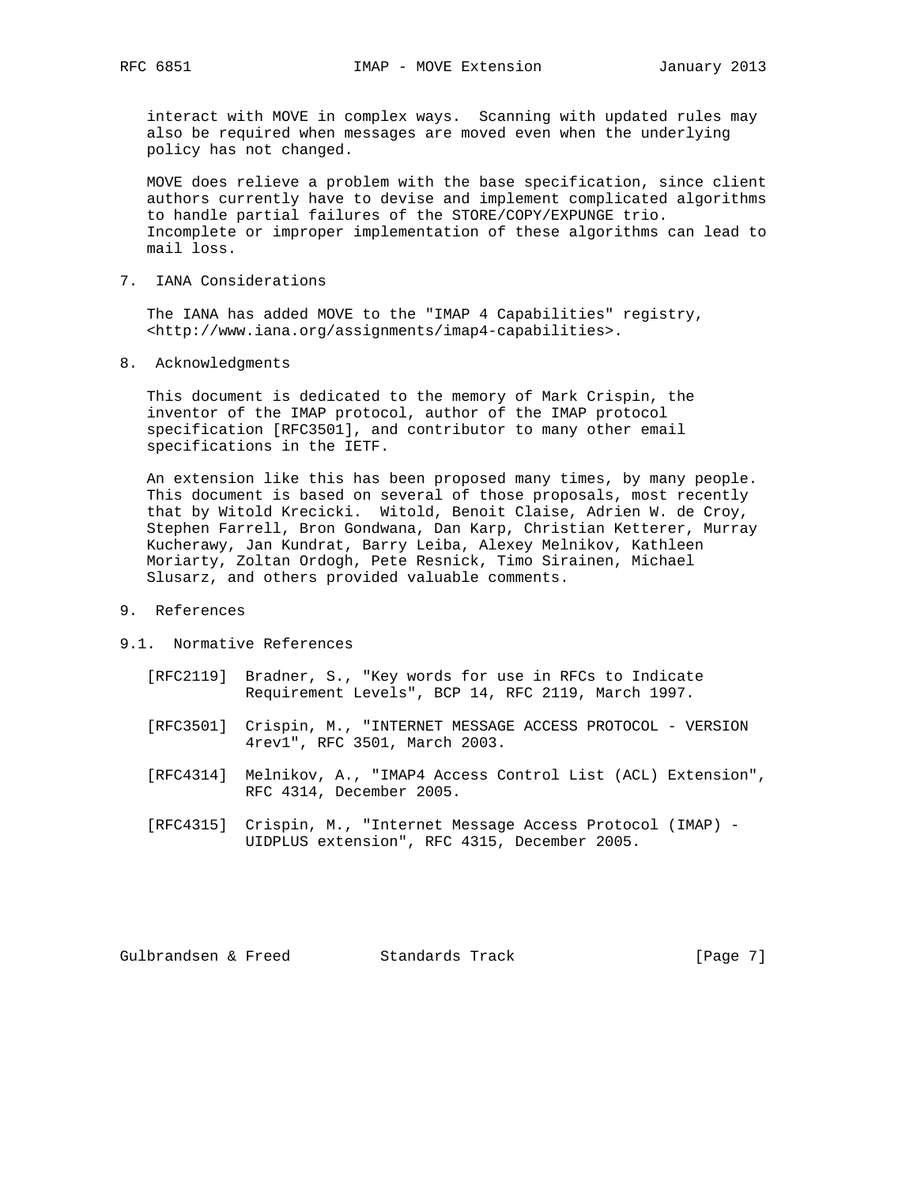interact with MOVE in complex ways. Scanning with updated rules may also be required when messages are moved even when the underlying policy has not changed.

MOVE does relieve a problem with the base specification, since client authors currently have to devise and implement complicated algorithms to handle partial failures of the STORE/COPY/EXPUNGE trio. Incomplete or improper implementation of these algorithms can lead to mail loss.

## 7. IANA Considerations

The IANA has added MOVE to the "IMAP 4 Capabilities" registry, <http://www.iana.org/assignments/imap4-capabilities>.

## 8. Acknowledgments

This document is dedicated to the memory of Mark Crispin, the inventor of the IMAP protocol, author of the IMAP protocol specification [RFC3501], and contributor to many other email specifications in the IETF.

An extension like this has been proposed many times, by many people. This document is based on several of those proposals, most recently that by Witold Krecicki. Witold, Benoit Claise, Adrien W. de Croy, Stephen Farrell, Bron Gondwana, Dan Karp, Christian Ketterer, Murray Kucherawy, Jan Kundrat, Barry Leiba, Alexey Melnikov, Kathleen Moriarty, Zoltan Ordogh, Pete Resnick, Timo Sirainen, Michael Slusarz, and others provided valuable comments.

## 9. References

### 9.1. Normative References

[RFC2119] Bradner, S., "Key words for use in RFCs to Indicate Requirement Levels", BCP 14, RFC 2119, March 1997.

[RFC3501] Crispin, M., "INTERNET MESSAGE ACCESS PROTOCOL - VERSION 4rev1", RFC 3501, March 2003.

[RFC4314] Melnikov, A., "IMAP4 Access Control List (ACL) Extension", RFC 4314, December 2005.

[RFC4315] Crispin, M., "Internet Message Access Protocol (IMAP) - UIDPLUS extension", RFC 4315, December 2005.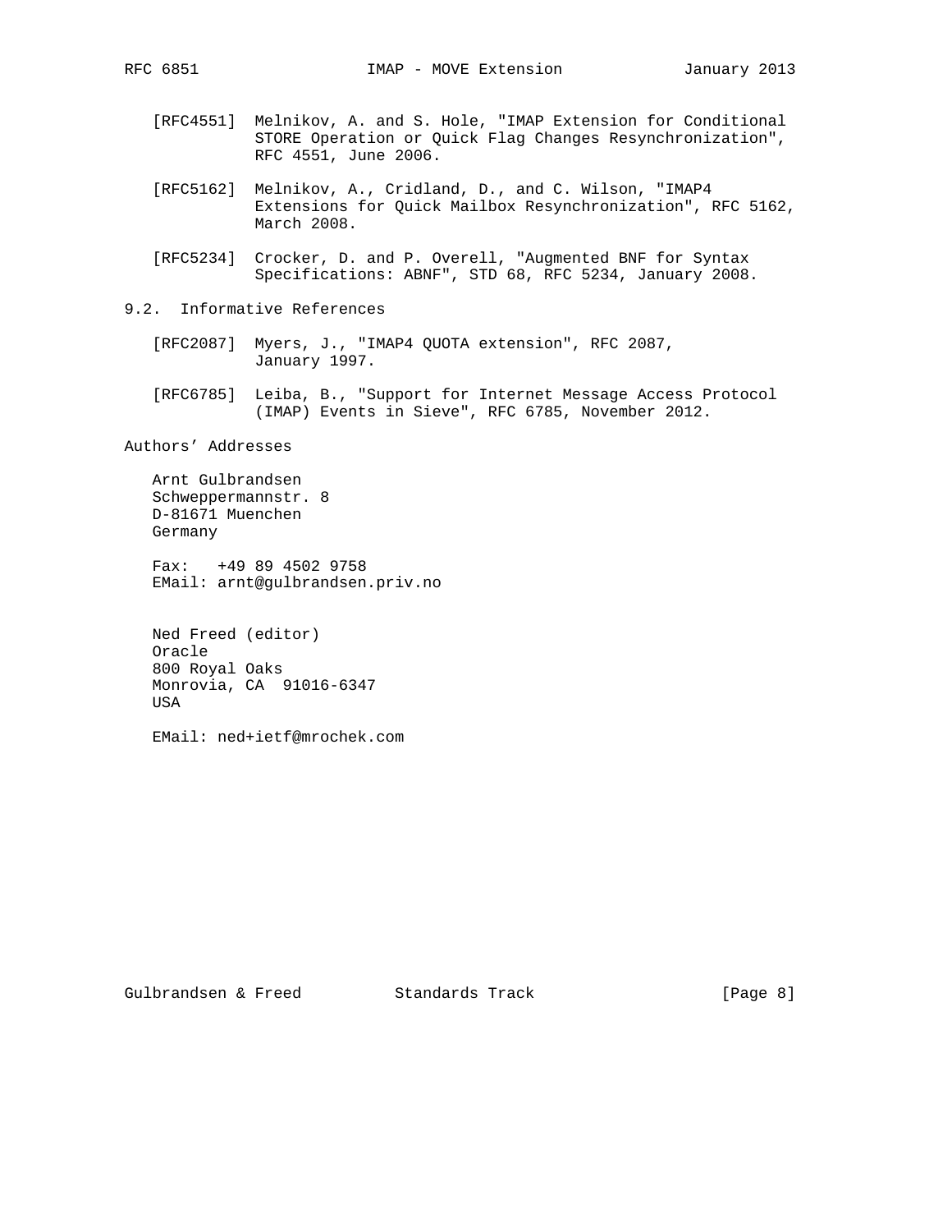[RFC4551] Melnikov, A. and S. Hole, "IMAP Extension for Conditional STORE Operation or Quick Flag Changes Resynchronization", RFC 4551, June 2006.

[RFC5162] Melnikov, A., Cridland, D., and C. Wilson, "IMAP4 Extensions for Quick Mailbox Resynchronization", RFC 5162, March 2008.

[RFC5234] Crocker, D. and P. Overell, "Augmented BNF for Syntax Specifications: ABNF", STD 68, RFC 5234, January 2008.

## 9.2. Informative References

[RFC2087] Myers, J., "IMAP4 QUOTA extension", RFC 2087, January 1997.

[RFC6785] Leiba, B., "Support for Internet Message Access Protocol (IMAP) Events in Sieve", RFC 6785, November 2012.

## Authors' Addresses

Arnt Gulbrandsen
Schweppermannstr. 8
D-81671 Muenchen
Germany

Fax: +49 89 4502 9758
EMail: arnt@gulbrandsen.priv.no

Ned Freed (editor)
Oracle
800 Royal Oaks
Monrovia, CA 91016-6347
USA

EMail: ned+ietf@mrochek.com